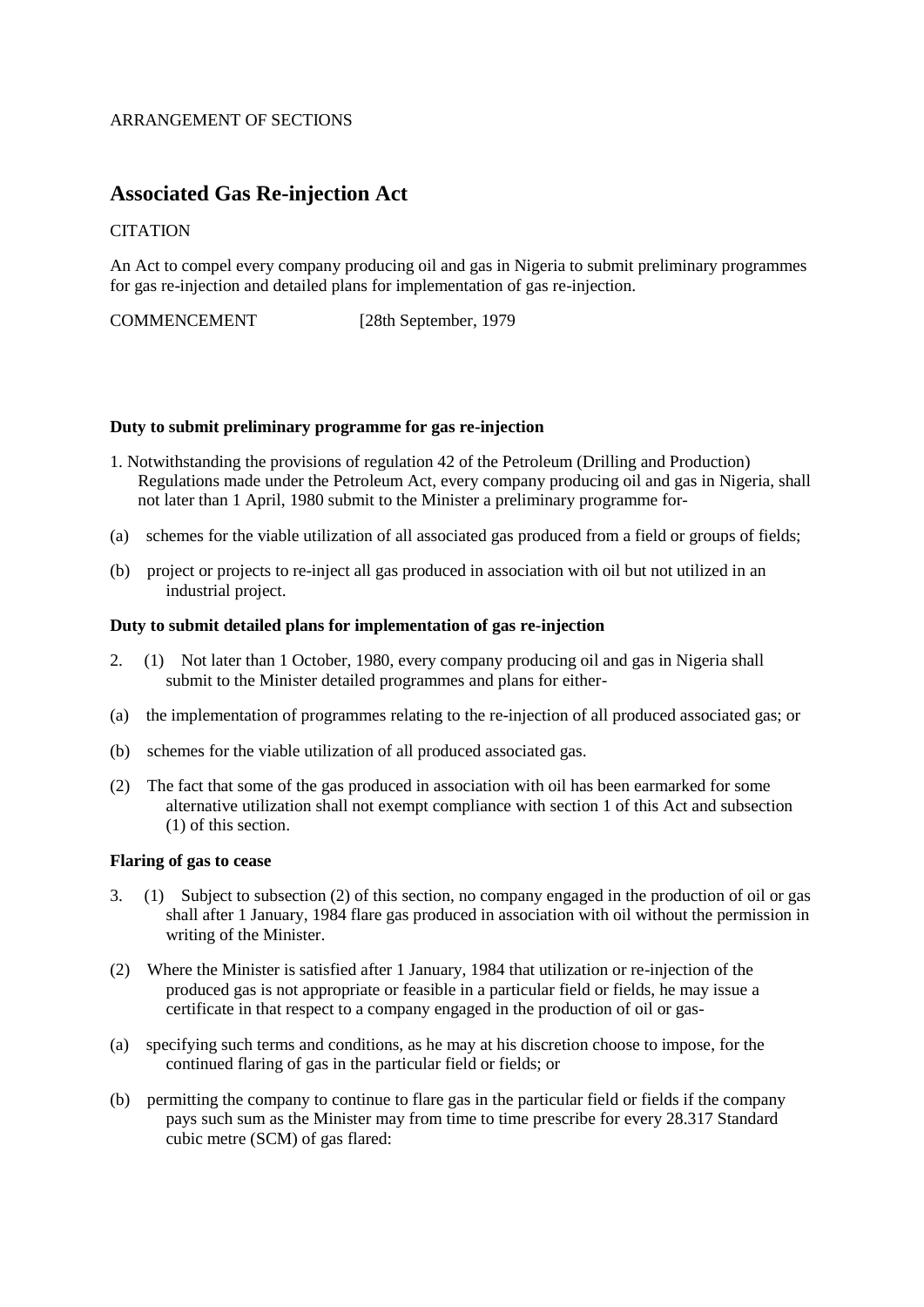ARRANGEMENT OF SECTIONS

# Associated Gas Re-injection Act

CITATION

An Act to compel every company producing oil and gas in Nigeria to submit preliminary programmes for gas re-injection and detailed plans for implementation of gas re-injection.

COMMENCEMENT [28th September, 1979

**Duty to submit preliminary programme for gas re-injection**

1. Notwithstanding the provisions of regulation 42 of the Petroleum (Drilling and Production) Regulations made under the Petroleum Act, every company producing oil and gas in Nigeria, shall not later than 1 April, 1980 submit to the Minister a preliminary programme for-

(a) schemes for the viable utilization of all associated gas produced from a field or groups of fields;

(b) project or projects to re-inject all gas produced in association with oil but not utilized in an industrial project.

**Duty to submit detailed plans for implementation of gas re-injection**

2. (1) Not later than 1 October, 1980, every company producing oil and gas in Nigeria shall submit to the Minister detailed programmes and plans for either-

(a) the implementation of programmes relating to the re-injection of all produced associated gas; or

(b) schemes for the viable utilization of all produced associated gas.

(2) The fact that some of the gas produced in association with oil has been earmarked for some alternative utilization shall not exempt compliance with section 1 of this Act and subsection (1) of this section.

**Flaring of gas to cease**

3. (1) Subject to subsection (2) of this section, no company engaged in the production of oil or gas shall after 1 January, 1984 flare gas produced in association with oil without the permission in writing of the Minister.

(2) Where the Minister is satisfied after 1 January, 1984 that utilization or re-injection of the produced gas is not appropriate or feasible in a particular field or fields, he may issue a certificate in that respect to a company engaged in the production of oil or gas-

(a) specifying such terms and conditions, as he may at his discretion choose to impose, for the continued flaring of gas in the particular field or fields; or

(b) permitting the company to continue to flare gas in the particular field or fields if the company pays such sum as the Minister may from time to time prescribe for every 28.317 Standard cubic metre (SCM) of gas flared: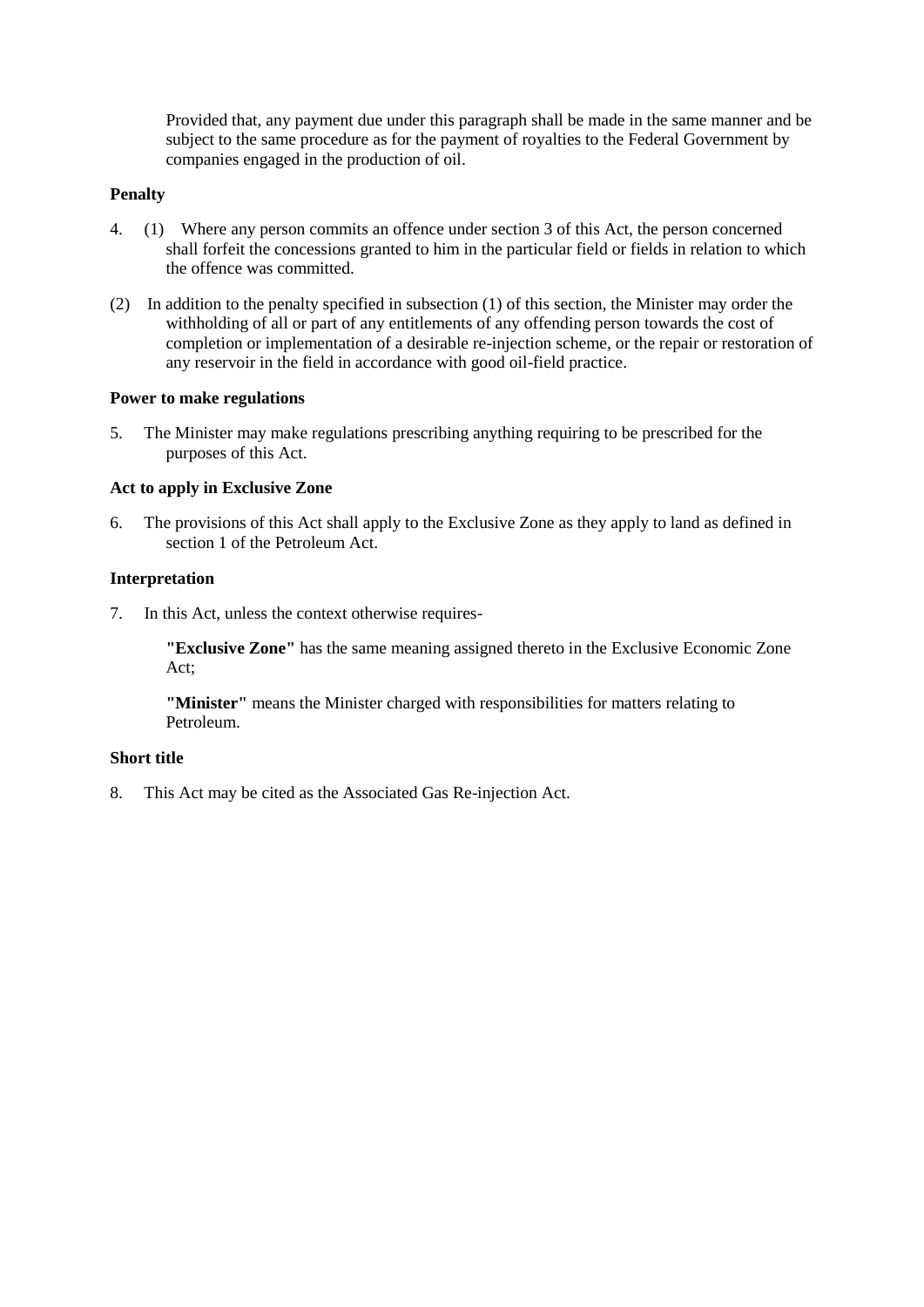Provided that, any payment due under this paragraph shall be made in the same manner and be subject to the same procedure as for the payment of royalties to the Federal Government by companies engaged in the production of oil.

**Penalty**

4. (1) Where any person commits an offence under section 3 of this Act, the person concerned shall forfeit the concessions granted to him in the particular field or fields in relation to which the offence was committed.

(2) In addition to the penalty specified in subsection (1) of this section, the Minister may order the withholding of all or part of any entitlements of any offending person towards the cost of completion or implementation of a desirable re-injection scheme, or the repair or restoration of any reservoir in the field in accordance with good oil-field practice.

**Power to make regulations**

5. The Minister may make regulations prescribing anything requiring to be prescribed for the purposes of this Act.

**Act to apply in Exclusive Zone**

6. The provisions of this Act shall apply to the Exclusive Zone as they apply to land as defined in section 1 of the Petroleum Act.

**Interpretation**

7. In this Act, unless the context otherwise requires-

**"Exclusive Zone"** has the same meaning assigned thereto in the Exclusive Economic Zone Act;

**"Minister"** means the Minister charged with responsibilities for matters relating to Petroleum.

**Short title**

8. This Act may be cited as the Associated Gas Re-injection Act.